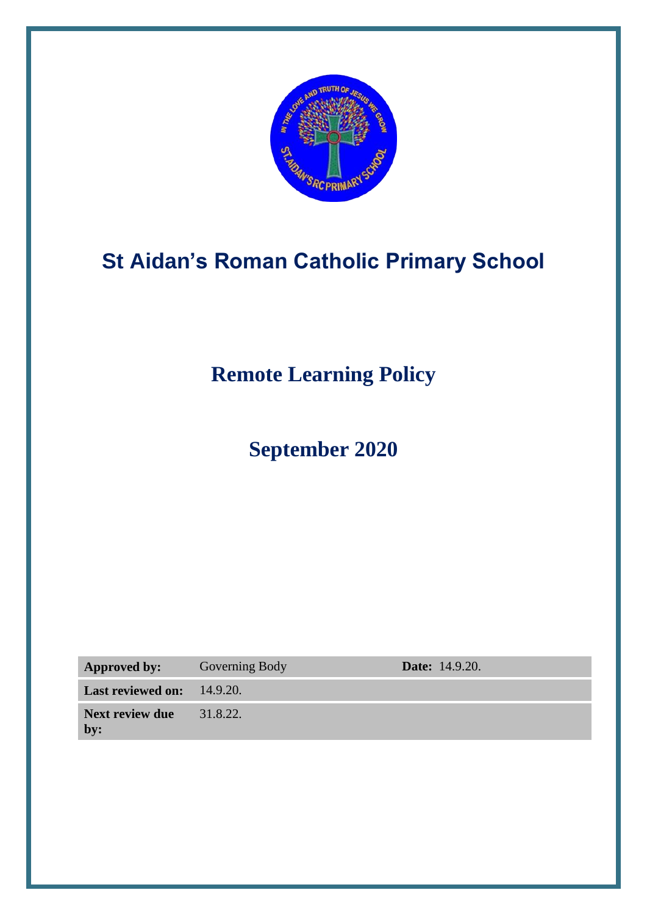# St Aidan's Roman Catholic Primary School

# Remote Learning Policy

## September 2020

| **Approved by:** | Governing Body | **Date:** 14.9.20. |
|---|---|---|
| **Last reviewed on:** | 14.9.20. | |
| **Next review due by:** | 31.8.22. | |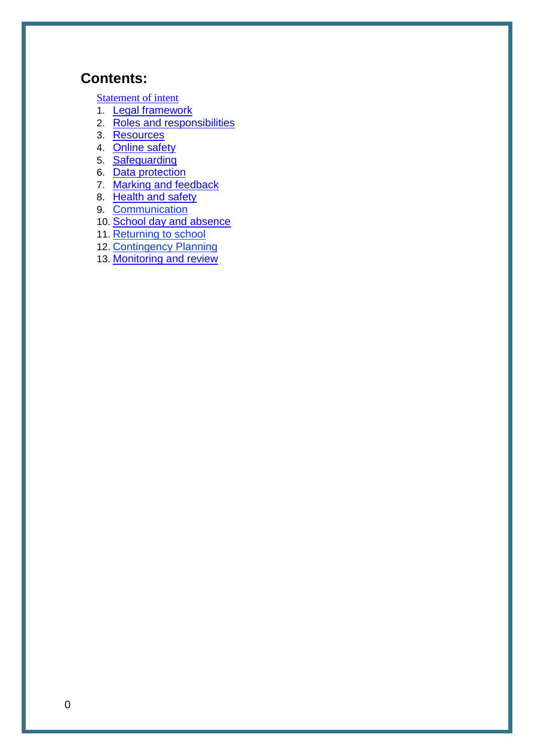## Contents:

[Statement of intent]

1. [Legal framework]
2. [Roles and responsibilities]
3. [Resources]
4. [Online safety]
5. [Safeguarding]
6. [Data protection]
7. [Marking and feedback]
8. [Health and safety]
9. [Communication]
10. [School day and absence]
11. [Returning to school]
12. [Contingency Planning]
13. [Monitoring and review]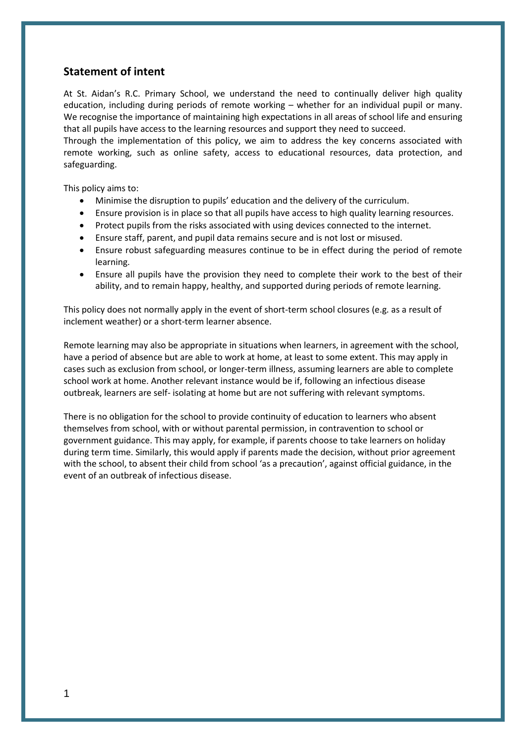## Statement of intent

At St. Aidan's R.C. Primary School, we understand the need to continually deliver high quality education, including during periods of remote working – whether for an individual pupil or many. We recognise the importance of maintaining high expectations in all areas of school life and ensuring that all pupils have access to the learning resources and support they need to succeed.
Through the implementation of this policy, we aim to address the key concerns associated with remote working, such as online safety, access to educational resources, data protection, and safeguarding.

This policy aims to:

- Minimise the disruption to pupils' education and the delivery of the curriculum.
- Ensure provision is in place so that all pupils have access to high quality learning resources.
- Protect pupils from the risks associated with using devices connected to the internet.
- Ensure staff, parent, and pupil data remains secure and is not lost or misused.
- Ensure robust safeguarding measures continue to be in effect during the period of remote learning.
- Ensure all pupils have the provision they need to complete their work to the best of their ability, and to remain happy, healthy, and supported during periods of remote learning.

This policy does not normally apply in the event of short-term school closures (e.g. as a result of inclement weather) or a short-term learner absence.

Remote learning may also be appropriate in situations when learners, in agreement with the school, have a period of absence but are able to work at home, at least to some extent. This may apply in cases such as exclusion from school, or longer-term illness, assuming learners are able to complete school work at home. Another relevant instance would be if, following an infectious disease outbreak, learners are self- isolating at home but are not suffering with relevant symptoms.

There is no obligation for the school to provide continuity of education to learners who absent themselves from school, with or without parental permission, in contravention to school or government guidance. This may apply, for example, if parents choose to take learners on holiday during term time. Similarly, this would apply if parents made the decision, without prior agreement with the school, to absent their child from school 'as a precaution', against official guidance, in the event of an outbreak of infectious disease.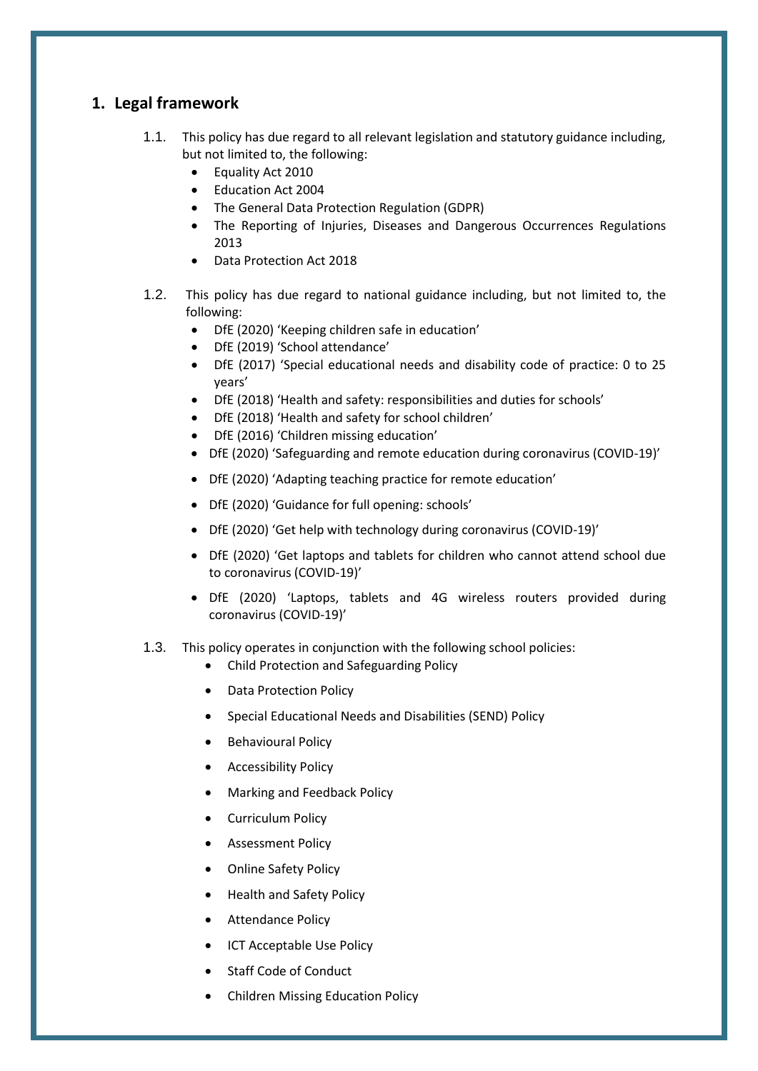## 1. Legal framework

1.1. This policy has due regard to all relevant legislation and statutory guidance including, but not limited to, the following:

- Equality Act 2010
- Education Act 2004
- The General Data Protection Regulation (GDPR)
- The Reporting of Injuries, Diseases and Dangerous Occurrences Regulations 2013
- Data Protection Act 2018

1.2. This policy has due regard to national guidance including, but not limited to, the following:

- DfE (2020) 'Keeping children safe in education'
- DfE (2019) 'School attendance'
- DfE (2017) 'Special educational needs and disability code of practice: 0 to 25 years'
- DfE (2018) 'Health and safety: responsibilities and duties for schools'
- DfE (2018) 'Health and safety for school children'
- DfE (2016) 'Children missing education'
- DfE (2020) 'Safeguarding and remote education during coronavirus (COVID-19)'
- DfE (2020) 'Adapting teaching practice for remote education'
- DfE (2020) 'Guidance for full opening: schools'
- DfE (2020) 'Get help with technology during coronavirus (COVID-19)'
- DfE (2020) 'Get laptops and tablets for children who cannot attend school due to coronavirus (COVID-19)'
- DfE (2020) 'Laptops, tablets and 4G wireless routers provided during coronavirus (COVID-19)'

1.3. This policy operates in conjunction with the following school policies:

- Child Protection and Safeguarding Policy
- Data Protection Policy
- Special Educational Needs and Disabilities (SEND) Policy
- Behavioural Policy
- Accessibility Policy
- Marking and Feedback Policy
- Curriculum Policy
- Assessment Policy
- Online Safety Policy
- Health and Safety Policy
- Attendance Policy
- ICT Acceptable Use Policy
- Staff Code of Conduct
- Children Missing Education Policy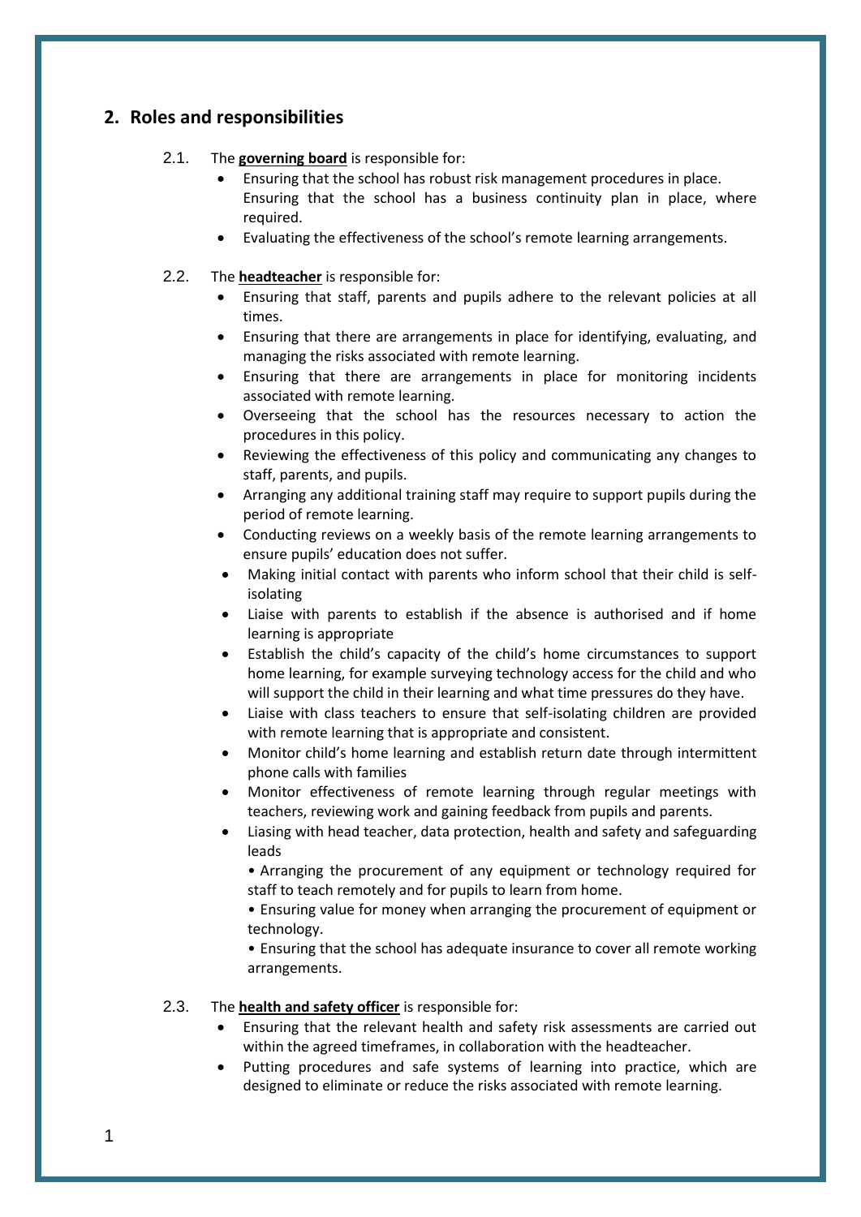## 2. Roles and responsibilities

2.1. The **governing board** is responsible for:

- Ensuring that the school has robust risk management procedures in place. Ensuring that the school has a business continuity plan in place, where required.
- Evaluating the effectiveness of the school's remote learning arrangements.

2.2. The **headteacher** is responsible for:

- Ensuring that staff, parents and pupils adhere to the relevant policies at all times.
- Ensuring that there are arrangements in place for identifying, evaluating, and managing the risks associated with remote learning.
- Ensuring that there are arrangements in place for monitoring incidents associated with remote learning.
- Overseeing that the school has the resources necessary to action the procedures in this policy.
- Reviewing the effectiveness of this policy and communicating any changes to staff, parents, and pupils.
- Arranging any additional training staff may require to support pupils during the period of remote learning.
- Conducting reviews on a weekly basis of the remote learning arrangements to ensure pupils' education does not suffer.
- Making initial contact with parents who inform school that their child is self-isolating
- Liaise with parents to establish if the absence is authorised and if home learning is appropriate
- Establish the child's capacity of the child's home circumstances to support home learning, for example surveying technology access for the child and who will support the child in their learning and what time pressures do they have.
- Liaise with class teachers to ensure that self-isolating children are provided with remote learning that is appropriate and consistent.
- Monitor child's home learning and establish return date through intermittent phone calls with families
- Monitor effectiveness of remote learning through regular meetings with teachers, reviewing work and gaining feedback from pupils and parents.
- Liasing with head teacher, data protection, health and safety and safeguarding leads

  • Arranging the procurement of any equipment or technology required for staff to teach remotely and for pupils to learn from home.

  • Ensuring value for money when arranging the procurement of equipment or technology.

  • Ensuring that the school has adequate insurance to cover all remote working arrangements.

2.3. The **health and safety officer** is responsible for:

- Ensuring that the relevant health and safety risk assessments are carried out within the agreed timeframes, in collaboration with the headteacher.
- Putting procedures and safe systems of learning into practice, which are designed to eliminate or reduce the risks associated with remote learning.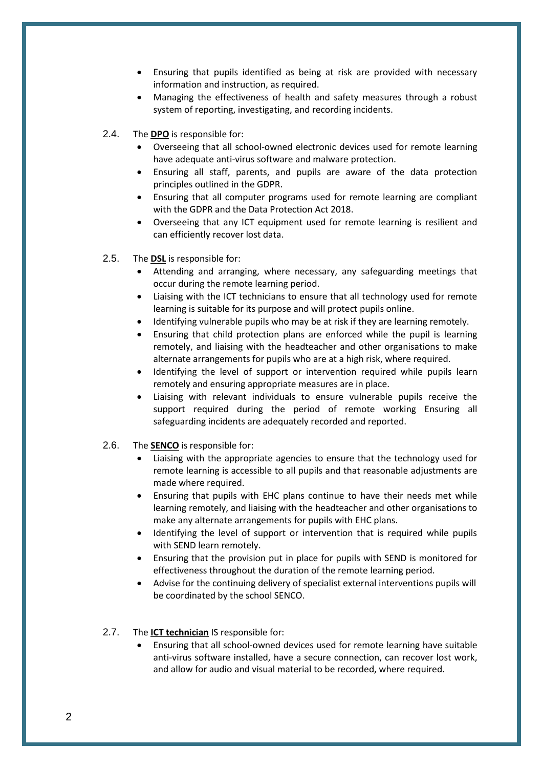- Ensuring that pupils identified as being at risk are provided with necessary information and instruction, as required.
- Managing the effectiveness of health and safety measures through a robust system of reporting, investigating, and recording incidents.

2.4. The **DPO** is responsible for:

- Overseeing that all school-owned electronic devices used for remote learning have adequate anti-virus software and malware protection.
- Ensuring all staff, parents, and pupils are aware of the data protection principles outlined in the GDPR.
- Ensuring that all computer programs used for remote learning are compliant with the GDPR and the Data Protection Act 2018.
- Overseeing that any ICT equipment used for remote learning is resilient and can efficiently recover lost data.

2.5. The **DSL** is responsible for:

- Attending and arranging, where necessary, any safeguarding meetings that occur during the remote learning period.
- Liaising with the ICT technicians to ensure that all technology used for remote learning is suitable for its purpose and will protect pupils online.
- Identifying vulnerable pupils who may be at risk if they are learning remotely.
- Ensuring that child protection plans are enforced while the pupil is learning remotely, and liaising with the headteacher and other organisations to make alternate arrangements for pupils who are at a high risk, where required.
- Identifying the level of support or intervention required while pupils learn remotely and ensuring appropriate measures are in place.
- Liaising with relevant individuals to ensure vulnerable pupils receive the support required during the period of remote working Ensuring all safeguarding incidents are adequately recorded and reported.

2.6. The **SENCO** is responsible for:

- Liaising with the appropriate agencies to ensure that the technology used for remote learning is accessible to all pupils and that reasonable adjustments are made where required.
- Ensuring that pupils with EHC plans continue to have their needs met while learning remotely, and liaising with the headteacher and other organisations to make any alternate arrangements for pupils with EHC plans.
- Identifying the level of support or intervention that is required while pupils with SEND learn remotely.
- Ensuring that the provision put in place for pupils with SEND is monitored for effectiveness throughout the duration of the remote learning period.
- Advise for the continuing delivery of specialist external interventions pupils will be coordinated by the school SENCO.

2.7. The **ICT technician** IS responsible for:

- Ensuring that all school-owned devices used for remote learning have suitable anti-virus software installed, have a secure connection, can recover lost work, and allow for audio and visual material to be recorded, where required.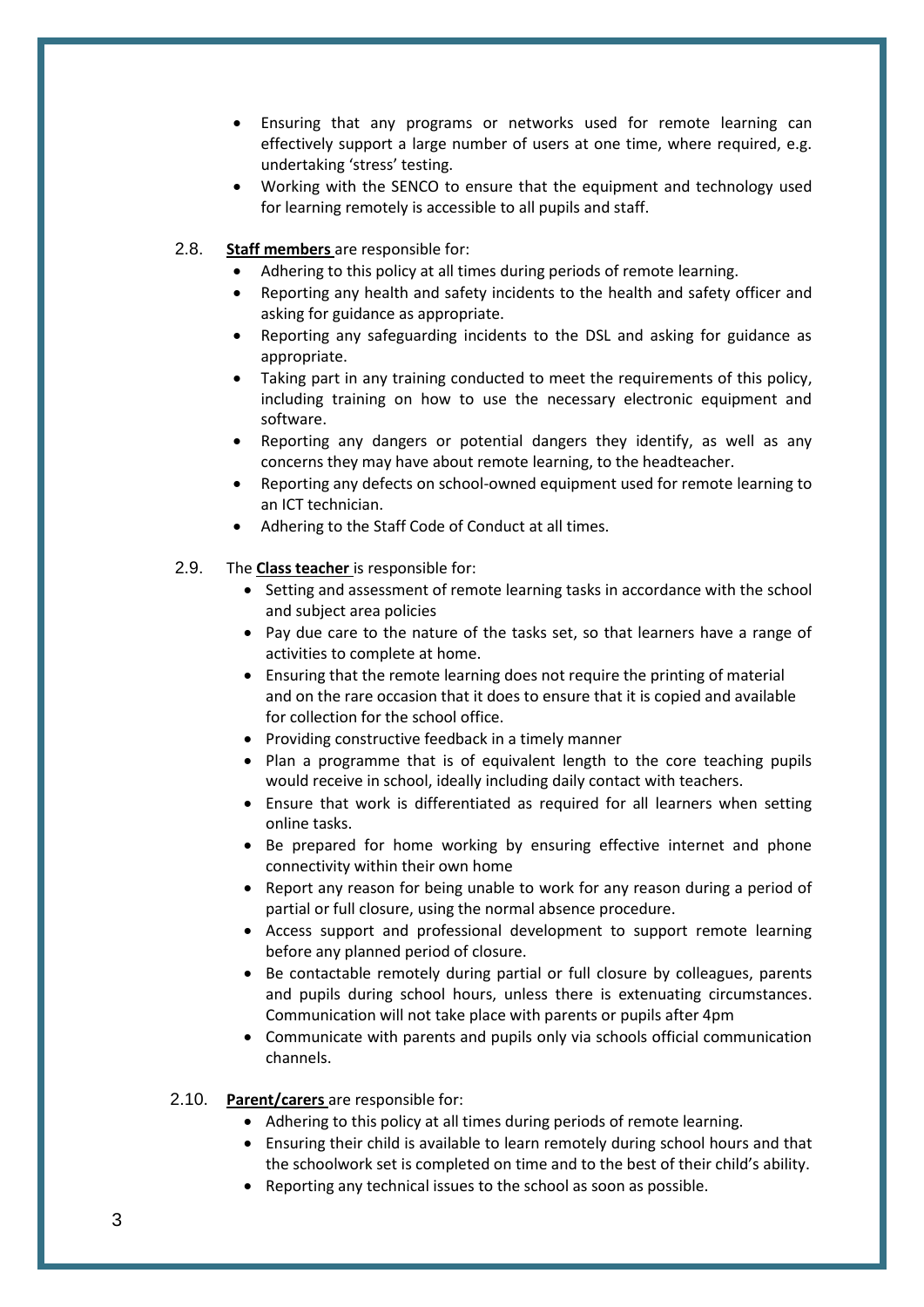- Ensuring that any programs or networks used for remote learning can effectively support a large number of users at one time, where required, e.g. undertaking 'stress' testing.
- Working with the SENCO to ensure that the equipment and technology used for learning remotely is accessible to all pupils and staff.

2.8. **Staff members** are responsible for:

- Adhering to this policy at all times during periods of remote learning.
- Reporting any health and safety incidents to the health and safety officer and asking for guidance as appropriate.
- Reporting any safeguarding incidents to the DSL and asking for guidance as appropriate.
- Taking part in any training conducted to meet the requirements of this policy, including training on how to use the necessary electronic equipment and software.
- Reporting any dangers or potential dangers they identify, as well as any concerns they may have about remote learning, to the headteacher.
- Reporting any defects on school-owned equipment used for remote learning to an ICT technician.
- Adhering to the Staff Code of Conduct at all times.

2.9. The **Class teacher** is responsible for:

- Setting and assessment of remote learning tasks in accordance with the school and subject area policies
- Pay due care to the nature of the tasks set, so that learners have a range of activities to complete at home.
- Ensuring that the remote learning does not require the printing of material and on the rare occasion that it does to ensure that it is copied and available for collection for the school office.
- Providing constructive feedback in a timely manner
- Plan a programme that is of equivalent length to the core teaching pupils would receive in school, ideally including daily contact with teachers.
- Ensure that work is differentiated as required for all learners when setting online tasks.
- Be prepared for home working by ensuring effective internet and phone connectivity within their own home
- Report any reason for being unable to work for any reason during a period of partial or full closure, using the normal absence procedure.
- Access support and professional development to support remote learning before any planned period of closure.
- Be contactable remotely during partial or full closure by colleagues, parents and pupils during school hours, unless there is extenuating circumstances. Communication will not take place with parents or pupils after 4pm
- Communicate with parents and pupils only via schools official communication channels.

2.10. **Parent/carers** are responsible for:

- Adhering to this policy at all times during periods of remote learning.
- Ensuring their child is available to learn remotely during school hours and that the schoolwork set is completed on time and to the best of their child's ability.
- Reporting any technical issues to the school as soon as possible.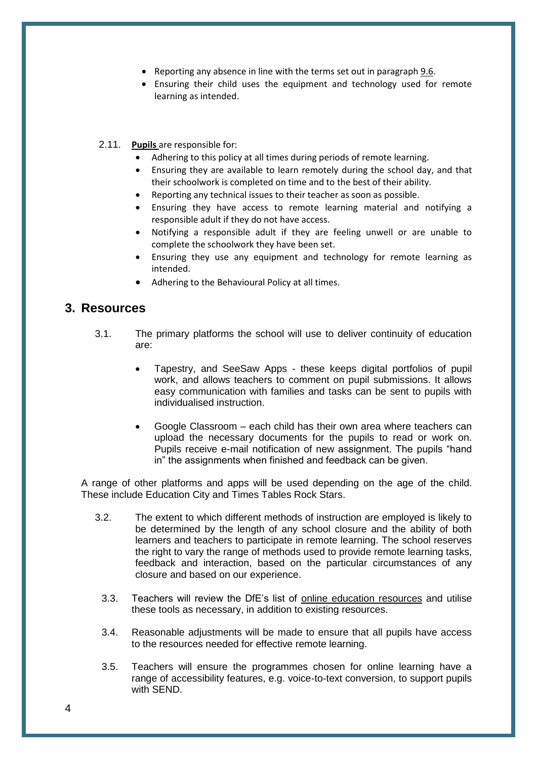- Reporting any absence in line with the terms set out in paragraph 9.6.
- Ensuring their child uses the equipment and technology used for remote learning as intended.

2.11. **Pupils** are responsible for:

- Adhering to this policy at all times during periods of remote learning.
- Ensuring they are available to learn remotely during the school day, and that their schoolwork is completed on time and to the best of their ability.
- Reporting any technical issues to their teacher as soon as possible.
- Ensuring they have access to remote learning material and notifying a responsible adult if they do not have access.
- Notifying a responsible adult if they are feeling unwell or are unable to complete the schoolwork they have been set.
- Ensuring they use any equipment and technology for remote learning as intended.
- Adhering to the Behavioural Policy at all times.

## 3. Resources

3.1. The primary platforms the school will use to deliver continuity of education are:

- Tapestry, and SeeSaw Apps - these keeps digital portfolios of pupil work, and allows teachers to comment on pupil submissions. It allows easy communication with families and tasks can be sent to pupils with individualised instruction.

- Google Classroom – each child has their own area where teachers can upload the necessary documents for the pupils to read or work on. Pupils receive e-mail notification of new assignment. The pupils "hand in" the assignments when finished and feedback can be given.

A range of other platforms and apps will be used depending on the age of the child. These include Education City and Times Tables Rock Stars.

3.2. The extent to which different methods of instruction are employed is likely to be determined by the length of any school closure and the ability of both learners and teachers to participate in remote learning. The school reserves the right to vary the range of methods used to provide remote learning tasks, feedback and interaction, based on the particular circumstances of any closure and based on our experience.

3.3. Teachers will review the DfE's list of online education resources and utilise these tools as necessary, in addition to existing resources.

3.4. Reasonable adjustments will be made to ensure that all pupils have access to the resources needed for effective remote learning.

3.5. Teachers will ensure the programmes chosen for online learning have a range of accessibility features, e.g. voice-to-text conversion, to support pupils with SEND.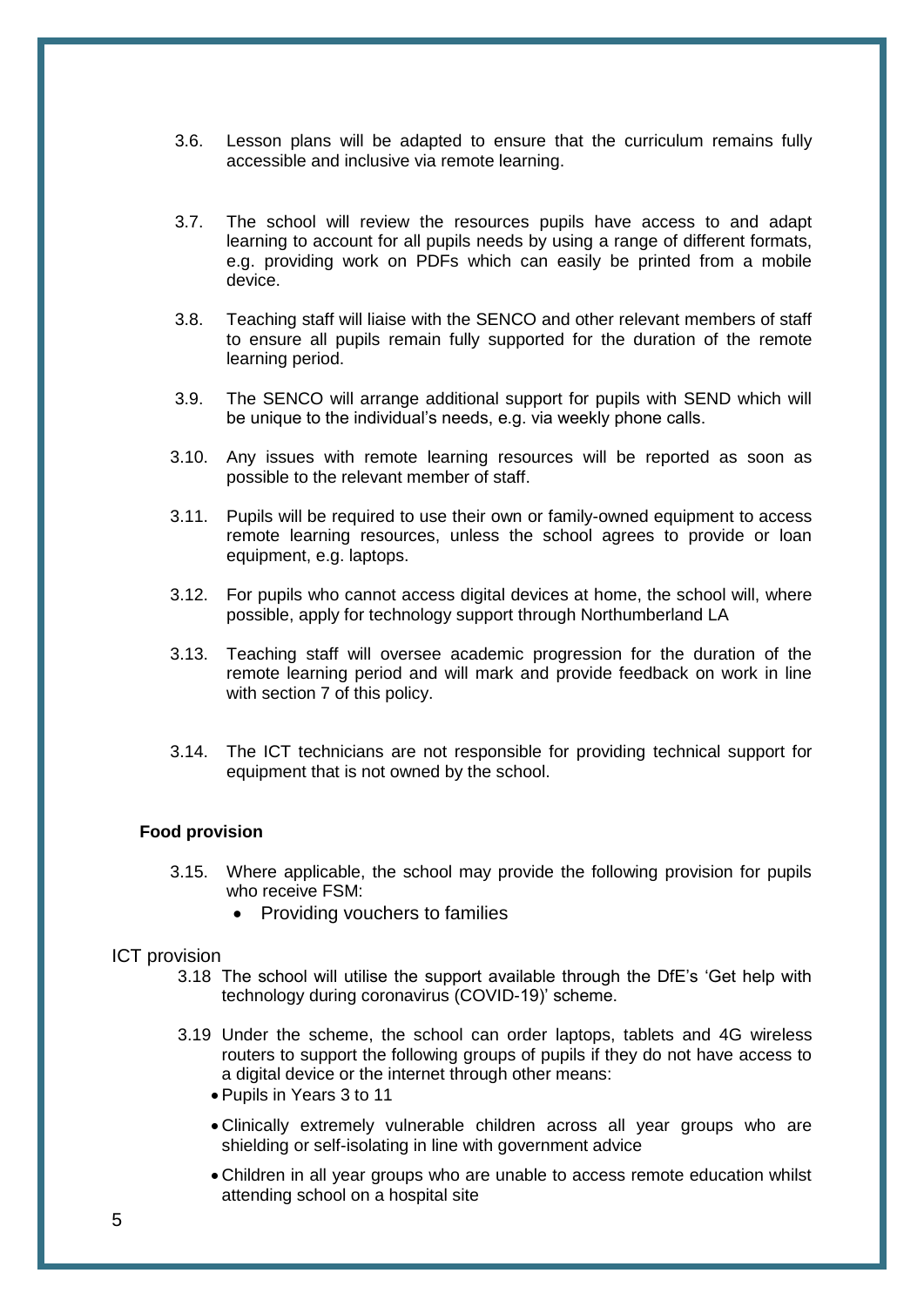3.6. Lesson plans will be adapted to ensure that the curriculum remains fully accessible and inclusive via remote learning.

3.7. The school will review the resources pupils have access to and adapt learning to account for all pupils needs by using a range of different formats, e.g. providing work on PDFs which can easily be printed from a mobile device.

3.8. Teaching staff will liaise with the SENCO and other relevant members of staff to ensure all pupils remain fully supported for the duration of the remote learning period.

3.9. The SENCO will arrange additional support for pupils with SEND which will be unique to the individual's needs, e.g. via weekly phone calls.

3.10. Any issues with remote learning resources will be reported as soon as possible to the relevant member of staff.

3.11. Pupils will be required to use their own or family-owned equipment to access remote learning resources, unless the school agrees to provide or loan equipment, e.g. laptops.

3.12. For pupils who cannot access digital devices at home, the school will, where possible, apply for technology support through Northumberland LA

3.13. Teaching staff will oversee academic progression for the duration of the remote learning period and will mark and provide feedback on work in line with section 7 of this policy.

3.14. The ICT technicians are not responsible for providing technical support for equipment that is not owned by the school.

**Food provision**

3.15. Where applicable, the school may provide the following provision for pupils who receive FSM:

- Providing vouchers to families

ICT provision

3.18 The school will utilise the support available through the DfE's 'Get help with technology during coronavirus (COVID-19)' scheme.

3.19 Under the scheme, the school can order laptops, tablets and 4G wireless routers to support the following groups of pupils if they do not have access to a digital device or the internet through other means:

- Pupils in Years 3 to 11
- Clinically extremely vulnerable children across all year groups who are shielding or self-isolating in line with government advice
- Children in all year groups who are unable to access remote education whilst attending school on a hospital site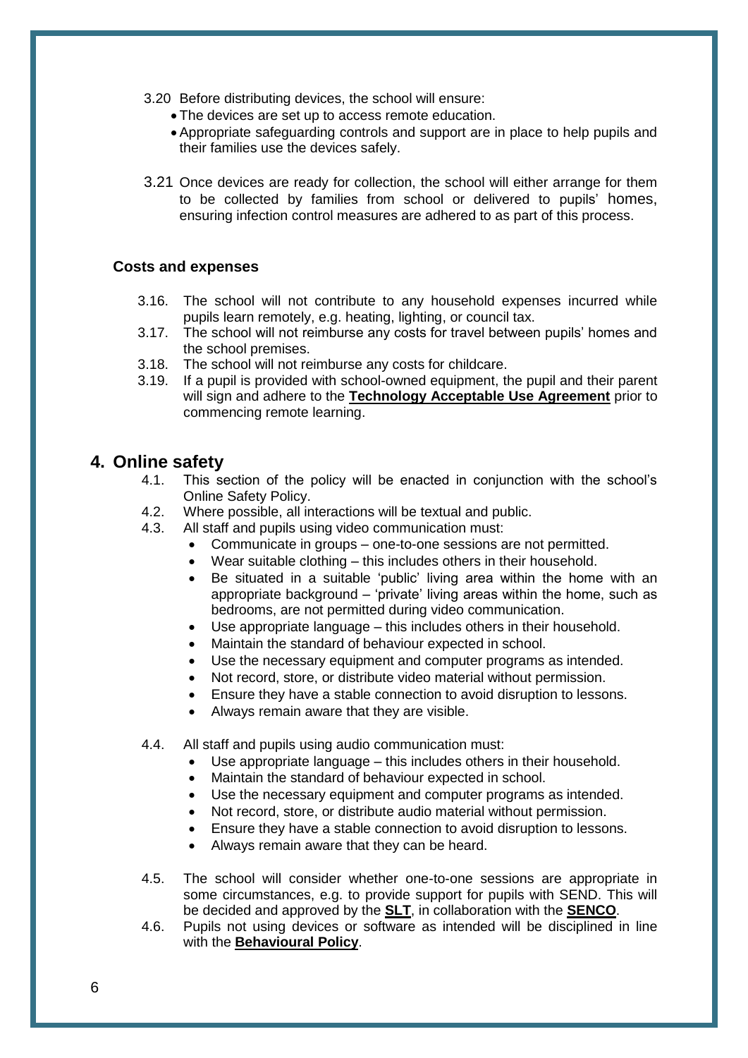3.20 Before distributing devices, the school will ensure:

- The devices are set up to access remote education.
- Appropriate safeguarding controls and support are in place to help pupils and their families use the devices safely.

3.21 Once devices are ready for collection, the school will either arrange for them to be collected by families from school or delivered to pupils' homes, ensuring infection control measures are adhered to as part of this process.

**Costs and expenses**

3.16. The school will not contribute to any household expenses incurred while pupils learn remotely, e.g. heating, lighting, or council tax.

3.17. The school will not reimburse any costs for travel between pupils' homes and the school premises.

3.18. The school will not reimburse any costs for childcare.

3.19. If a pupil is provided with school-owned equipment, the pupil and their parent will sign and adhere to the **Technology Acceptable Use Agreement** prior to commencing remote learning.

## 4. Online safety

4.1. This section of the policy will be enacted in conjunction with the school's Online Safety Policy.

4.2. Where possible, all interactions will be textual and public.

4.3. All staff and pupils using video communication must:

- Communicate in groups – one-to-one sessions are not permitted.
- Wear suitable clothing – this includes others in their household.
- Be situated in a suitable 'public' living area within the home with an appropriate background – 'private' living areas within the home, such as bedrooms, are not permitted during video communication.
- Use appropriate language – this includes others in their household.
- Maintain the standard of behaviour expected in school.
- Use the necessary equipment and computer programs as intended.
- Not record, store, or distribute video material without permission.
- Ensure they have a stable connection to avoid disruption to lessons.
- Always remain aware that they are visible.

4.4. All staff and pupils using audio communication must:

- Use appropriate language – this includes others in their household.
- Maintain the standard of behaviour expected in school.
- Use the necessary equipment and computer programs as intended.
- Not record, store, or distribute audio material without permission.
- Ensure they have a stable connection to avoid disruption to lessons.
- Always remain aware that they can be heard.

4.5. The school will consider whether one-to-one sessions are appropriate in some circumstances, e.g. to provide support for pupils with SEND. This will be decided and approved by the **SLT**, in collaboration with the **SENCO**.

4.6. Pupils not using devices or software as intended will be disciplined in line with the **Behavioural Policy**.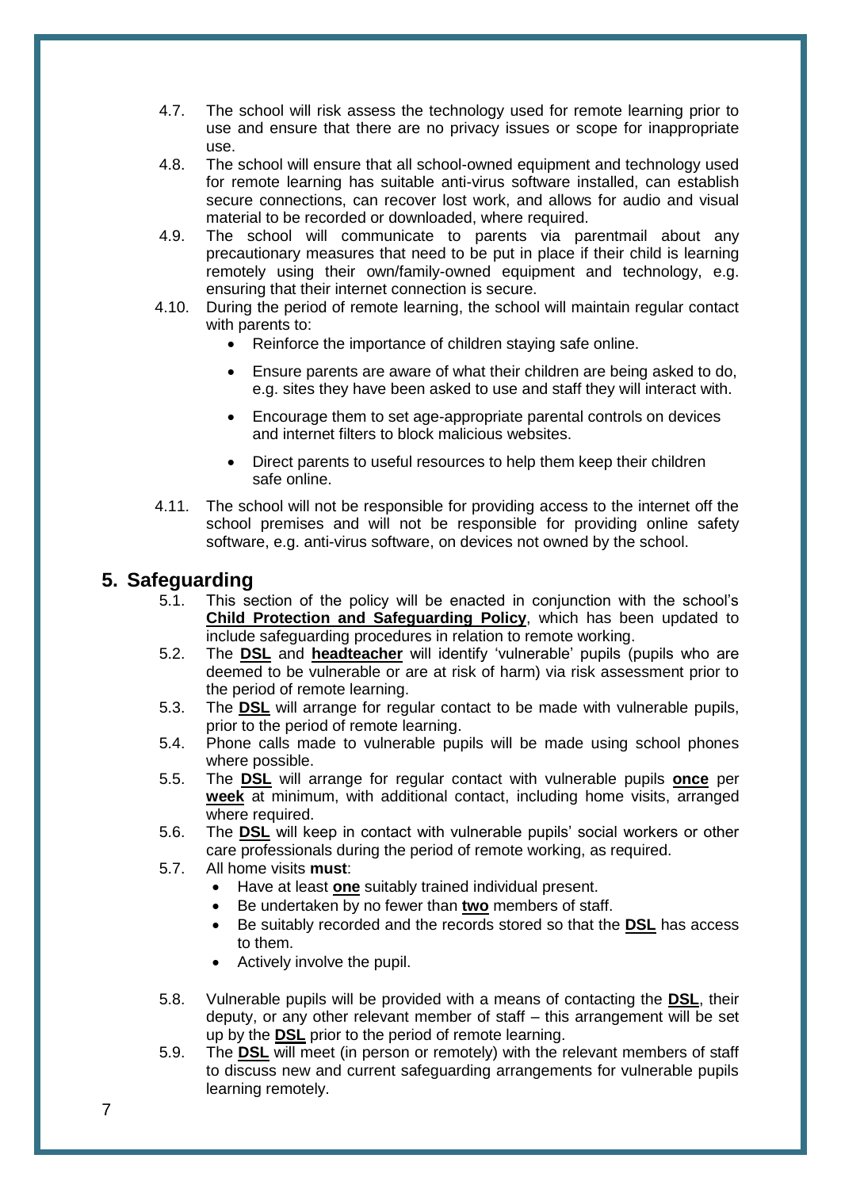4.7. The school will risk assess the technology used for remote learning prior to use and ensure that there are no privacy issues or scope for inappropriate use.

4.8. The school will ensure that all school-owned equipment and technology used for remote learning has suitable anti-virus software installed, can establish secure connections, can recover lost work, and allows for audio and visual material to be recorded or downloaded, where required.

4.9. The school will communicate to parents via parentmail about any precautionary measures that need to be put in place if their child is learning remotely using their own/family-owned equipment and technology, e.g. ensuring that their internet connection is secure.

4.10. During the period of remote learning, the school will maintain regular contact with parents to:

- Reinforce the importance of children staying safe online.
- Ensure parents are aware of what their children are being asked to do, e.g. sites they have been asked to use and staff they will interact with.
- Encourage them to set age-appropriate parental controls on devices and internet filters to block malicious websites.
- Direct parents to useful resources to help them keep their children safe online.

4.11. The school will not be responsible for providing access to the internet off the school premises and will not be responsible for providing online safety software, e.g. anti-virus software, on devices not owned by the school.

## 5. Safeguarding

5.1. This section of the policy will be enacted in conjunction with the school's **Child Protection and Safeguarding Policy**, which has been updated to include safeguarding procedures in relation to remote working.

5.2. The **DSL** and **headteacher** will identify 'vulnerable' pupils (pupils who are deemed to be vulnerable or are at risk of harm) via risk assessment prior to the period of remote learning.

5.3. The **DSL** will arrange for regular contact to be made with vulnerable pupils, prior to the period of remote learning.

5.4. Phone calls made to vulnerable pupils will be made using school phones where possible.

5.5. The **DSL** will arrange for regular contact with vulnerable pupils **once** per **week** at minimum, with additional contact, including home visits, arranged where required.

5.6. The **DSL** will keep in contact with vulnerable pupils' social workers or other care professionals during the period of remote working, as required.

5.7. All home visits **must**:

- Have at least **one** suitably trained individual present.
- Be undertaken by no fewer than **two** members of staff.
- Be suitably recorded and the records stored so that the **DSL** has access to them.
- Actively involve the pupil.

5.8. Vulnerable pupils will be provided with a means of contacting the **DSL**, their deputy, or any other relevant member of staff – this arrangement will be set up by the **DSL** prior to the period of remote learning.

5.9. The **DSL** will meet (in person or remotely) with the relevant members of staff to discuss new and current safeguarding arrangements for vulnerable pupils learning remotely.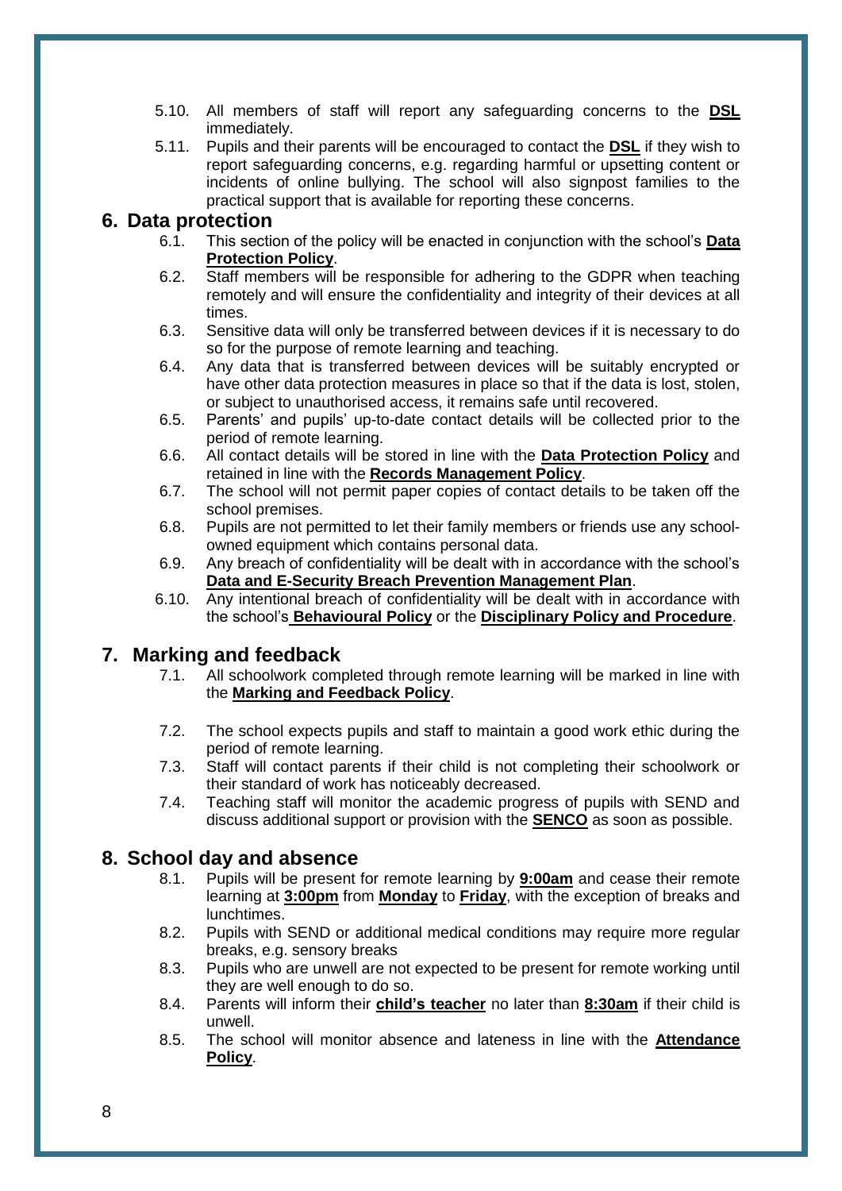5.10. All members of staff will report any safeguarding concerns to the **DSL** immediately.

5.11. Pupils and their parents will be encouraged to contact the **DSL** if they wish to report safeguarding concerns, e.g. regarding harmful or upsetting content or incidents of online bullying. The school will also signpost families to the practical support that is available for reporting these concerns.

## 6. Data protection

6.1. This section of the policy will be enacted in conjunction with the school's **Data Protection Policy**.

6.2. Staff members will be responsible for adhering to the GDPR when teaching remotely and will ensure the confidentiality and integrity of their devices at all times.

6.3. Sensitive data will only be transferred between devices if it is necessary to do so for the purpose of remote learning and teaching.

6.4. Any data that is transferred between devices will be suitably encrypted or have other data protection measures in place so that if the data is lost, stolen, or subject to unauthorised access, it remains safe until recovered.

6.5. Parents' and pupils' up-to-date contact details will be collected prior to the period of remote learning.

6.6. All contact details will be stored in line with the **Data Protection Policy** and retained in line with the **Records Management Policy**.

6.7. The school will not permit paper copies of contact details to be taken off the school premises.

6.8. Pupils are not permitted to let their family members or friends use any school-owned equipment which contains personal data.

6.9. Any breach of confidentiality will be dealt with in accordance with the school's **Data and E-Security Breach Prevention Management Plan**.

6.10. Any intentional breach of confidentiality will be dealt with in accordance with the school's **Behavioural Policy** or the **Disciplinary Policy and Procedure**.

## 7. Marking and feedback

7.1. All schoolwork completed through remote learning will be marked in line with the **Marking and Feedback Policy**.

7.2. The school expects pupils and staff to maintain a good work ethic during the period of remote learning.

7.3. Staff will contact parents if their child is not completing their schoolwork or their standard of work has noticeably decreased.

7.4. Teaching staff will monitor the academic progress of pupils with SEND and discuss additional support or provision with the **SENCO** as soon as possible.

## 8. School day and absence

8.1. Pupils will be present for remote learning by **9:00am** and cease their remote learning at **3:00pm** from **Monday** to **Friday**, with the exception of breaks and lunchtimes.

8.2. Pupils with SEND or additional medical conditions may require more regular breaks, e.g. sensory breaks

8.3. Pupils who are unwell are not expected to be present for remote working until they are well enough to do so.

8.4. Parents will inform their **child's teacher** no later than **8:30am** if their child is unwell.

8.5. The school will monitor absence and lateness in line with the **Attendance Policy**.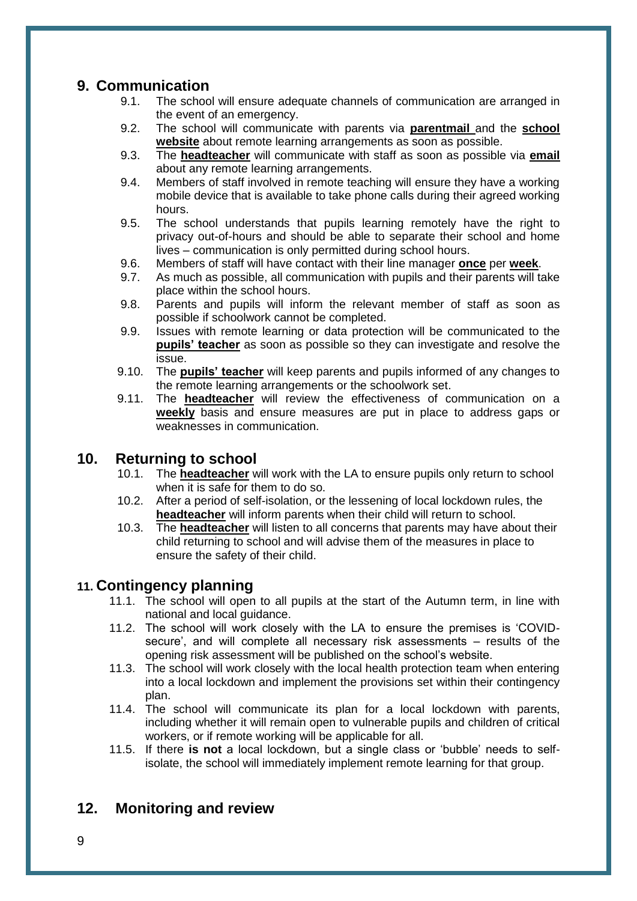## 9. Communication

9.1. The school will ensure adequate channels of communication are arranged in the event of an emergency.

9.2. The school will communicate with parents via **parentmail** and the **school website** about remote learning arrangements as soon as possible.

9.3. The **headteacher** will communicate with staff as soon as possible via **email** about any remote learning arrangements.

9.4. Members of staff involved in remote teaching will ensure they have a working mobile device that is available to take phone calls during their agreed working hours.

9.5. The school understands that pupils learning remotely have the right to privacy out-of-hours and should be able to separate their school and home lives – communication is only permitted during school hours.

9.6. Members of staff will have contact with their line manager **once** per **week**.

9.7. As much as possible, all communication with pupils and their parents will take place within the school hours.

9.8. Parents and pupils will inform the relevant member of staff as soon as possible if schoolwork cannot be completed.

9.9. Issues with remote learning or data protection will be communicated to the **pupils' teacher** as soon as possible so they can investigate and resolve the issue.

9.10. The **pupils' teacher** will keep parents and pupils informed of any changes to the remote learning arrangements or the schoolwork set.

9.11. The **headteacher** will review the effectiveness of communication on a **weekly** basis and ensure measures are put in place to address gaps or weaknesses in communication.

## 10. Returning to school

10.1. The **headteacher** will work with the LA to ensure pupils only return to school when it is safe for them to do so.

10.2. After a period of self-isolation, or the lessening of local lockdown rules, the **headteacher** will inform parents when their child will return to school.

10.3. The **headteacher** will listen to all concerns that parents may have about their child returning to school and will advise them of the measures in place to ensure the safety of their child.

## 11. Contingency planning

11.1. The school will open to all pupils at the start of the Autumn term, in line with national and local guidance.

11.2. The school will work closely with the LA to ensure the premises is 'COVID-secure', and will complete all necessary risk assessments – results of the opening risk assessment will be published on the school's website.

11.3. The school will work closely with the local health protection team when entering into a local lockdown and implement the provisions set within their contingency plan.

11.4. The school will communicate its plan for a local lockdown with parents, including whether it will remain open to vulnerable pupils and children of critical workers, or if remote working will be applicable for all.

11.5. If there **is not** a local lockdown, but a single class or 'bubble' needs to self-isolate, the school will immediately implement remote learning for that group.

## 12. Monitoring and review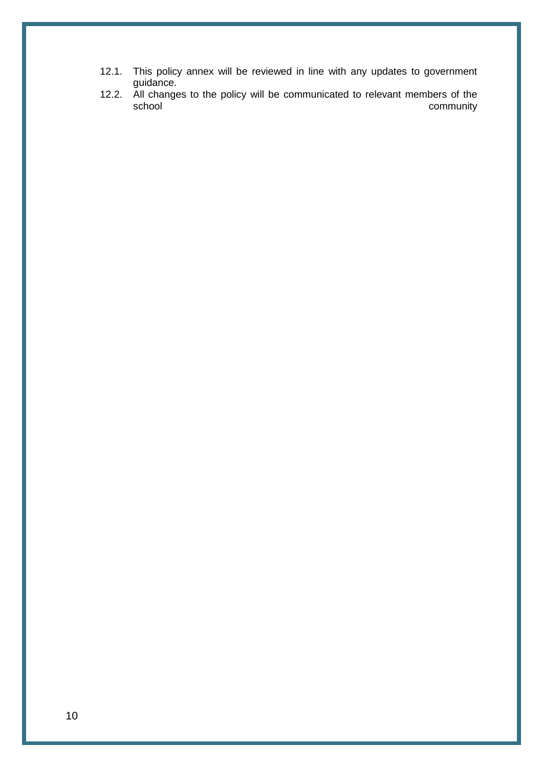12.1. This policy annex will be reviewed in line with any updates to government guidance.

12.2. All changes to the policy will be communicated to relevant members of the school community